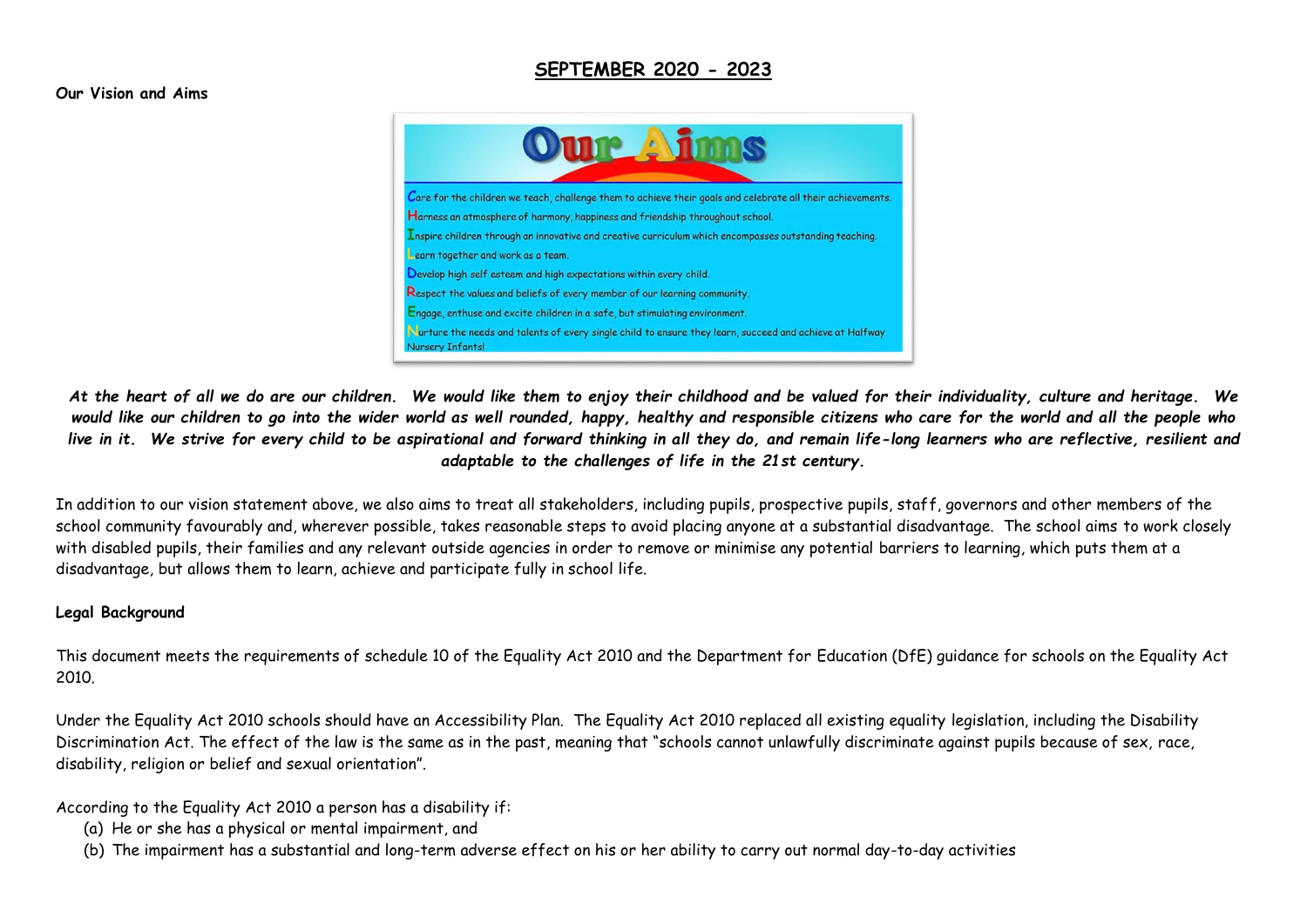## SEPTEMBER 2020 - 2023

**Our Vision and Aims**

# Our Aims

**C**are for the children we teach, challenge them to achieve their goals and celebrate all their achievements.
**H**arness an atmosphere of harmony, happiness and friendship throughout school.
**I**nspire children through an innovative and creative curriculum which encompasses outstanding teaching.
**L**earn together and work as a team.
**D**evelop high self esteem and high expectations within every child.
**R**espect the values and beliefs of every member of our learning community.
**E**ngage, enthuse and excite children in a safe, but stimulating environment.
**N**urture the needs and talents of every single child to ensure they learn, succeed and achieve at Halfway Nursery Infants!

***At the heart of all we do are our children. We would like them to enjoy their childhood and be valued for their individuality, culture and heritage. We would like our children to go into the wider world as well rounded, happy, healthy and responsible citizens who care for the world and all the people who live in it. We strive for every child to be aspirational and forward thinking in all they do, and remain life-long learners who are reflective, resilient and adaptable to the challenges of life in the 21st century.***

In addition to our vision statement above, we also aims to treat all stakeholders, including pupils, prospective pupils, staff, governors and other members of the school community favourably and, wherever possible, takes reasonable steps to avoid placing anyone at a substantial disadvantage. The school aims to work closely with disabled pupils, their families and any relevant outside agencies in order to remove or minimise any potential barriers to learning, which puts them at a disadvantage, but allows them to learn, achieve and participate fully in school life.

**Legal Background**

This document meets the requirements of schedule 10 of the Equality Act 2010 and the Department for Education (DfE) guidance for schools on the Equality Act 2010.

Under the Equality Act 2010 schools should have an Accessibility Plan. The Equality Act 2010 replaced all existing equality legislation, including the Disability Discrimination Act. The effect of the law is the same as in the past, meaning that "schools cannot unlawfully discriminate against pupils because of sex, race, disability, religion or belief and sexual orientation".

According to the Equality Act 2010 a person has a disability if:

(a) He or she has a physical or mental impairment, and
(b) The impairment has a substantial and long-term adverse effect on his or her ability to carry out normal day-to-day activities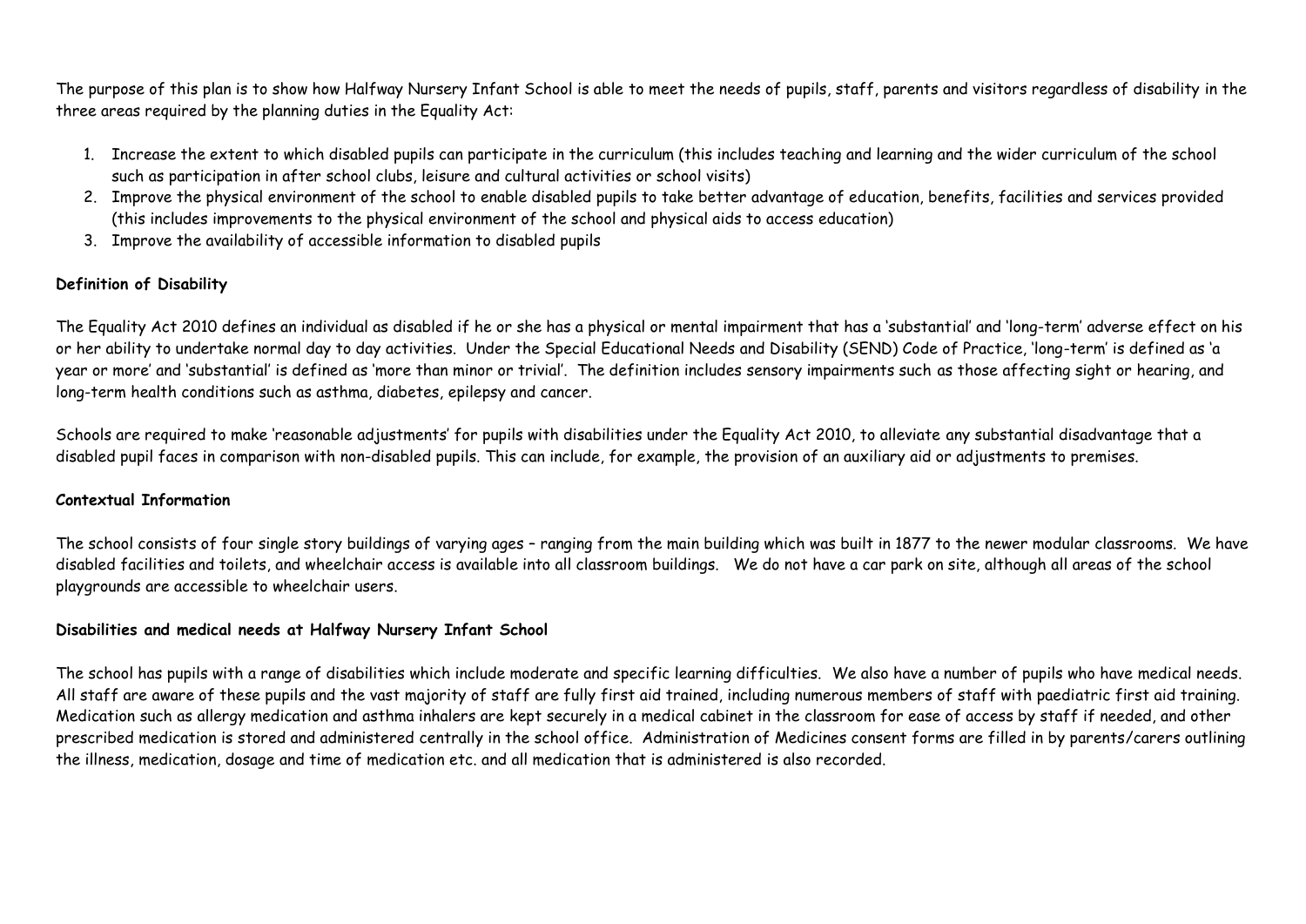The purpose of this plan is to show how Halfway Nursery Infant School is able to meet the needs of pupils, staff, parents and visitors regardless of disability in the three areas required by the planning duties in the Equality Act:

1. Increase the extent to which disabled pupils can participate in the curriculum (this includes teaching and learning and the wider curriculum of the school such as participation in after school clubs, leisure and cultural activities or school visits)
2. Improve the physical environment of the school to enable disabled pupils to take better advantage of education, benefits, facilities and services provided (this includes improvements to the physical environment of the school and physical aids to access education)
3. Improve the availability of accessible information to disabled pupils

**Definition of Disability**

The Equality Act 2010 defines an individual as disabled if he or she has a physical or mental impairment that has a 'substantial' and 'long-term' adverse effect on his or her ability to undertake normal day to day activities. Under the Special Educational Needs and Disability (SEND) Code of Practice, 'long-term' is defined as 'a year or more' and 'substantial' is defined as 'more than minor or trivial'. The definition includes sensory impairments such as those affecting sight or hearing, and long-term health conditions such as asthma, diabetes, epilepsy and cancer.

Schools are required to make 'reasonable adjustments' for pupils with disabilities under the Equality Act 2010, to alleviate any substantial disadvantage that a disabled pupil faces in comparison with non-disabled pupils. This can include, for example, the provision of an auxiliary aid or adjustments to premises.

**Contextual Information**

The school consists of four single story buildings of varying ages – ranging from the main building which was built in 1877 to the newer modular classrooms. We have disabled facilities and toilets, and wheelchair access is available into all classroom buildings. We do not have a car park on site, although all areas of the school playgrounds are accessible to wheelchair users.

**Disabilities and medical needs at Halfway Nursery Infant School**

The school has pupils with a range of disabilities which include moderate and specific learning difficulties. We also have a number of pupils who have medical needs. All staff are aware of these pupils and the vast majority of staff are fully first aid trained, including numerous members of staff with paediatric first aid training. Medication such as allergy medication and asthma inhalers are kept securely in a medical cabinet in the classroom for ease of access by staff if needed, and other prescribed medication is stored and administered centrally in the school office. Administration of Medicines consent forms are filled in by parents/carers outlining the illness, medication, dosage and time of medication etc. and all medication that is administered is also recorded.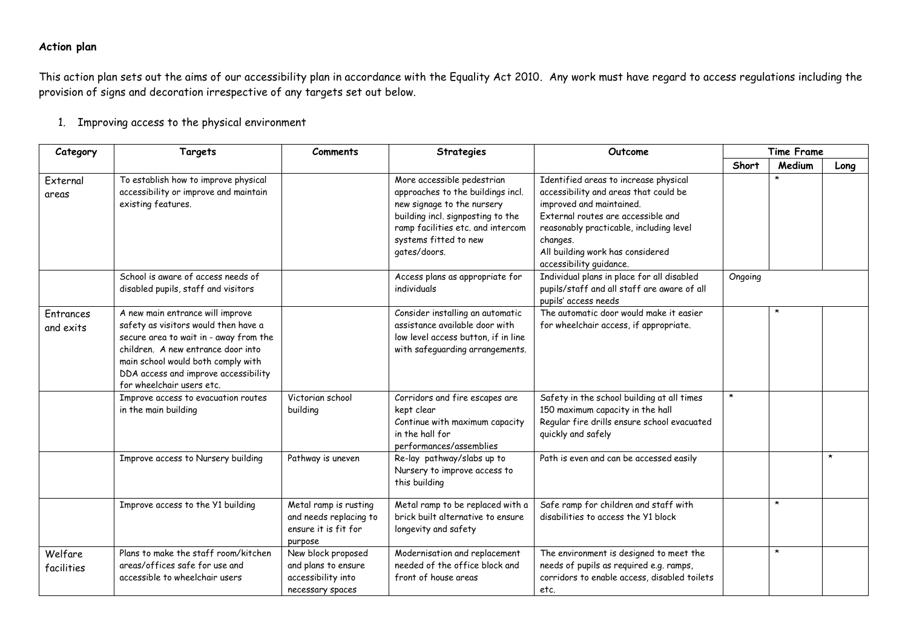**Action plan**

This action plan sets out the aims of our accessibility plan in accordance with the Equality Act 2010. Any work must have regard to access regulations including the provision of signs and decoration irrespective of any targets set out below.

1. Improving access to the physical environment

| Category | Targets | Comments | Strategies | Outcome | Time Frame | | |
|---|---|---|---|---|---|---|---|
| | | | | | Short | Medium | Long |
| External areas | To establish how to improve physical accessibility or improve and maintain existing features. | | More accessible pedestrian approaches to the buildings incl. new signage to the nursery building incl. signposting to the ramp facilities etc. and intercom systems fitted to new gates/doors. | Identified areas to increase physical accessibility and areas that could be improved and maintained. External routes are accessible and reasonably practicable, including level changes. All building work has considered accessibility guidance. | | * | |
| | School is aware of access needs of disabled pupils, staff and visitors | | Access plans as appropriate for individuals | Individual plans in place for all disabled pupils/staff and all staff are aware of all pupils' access needs | Ongoing | | |
| Entrances and exits | A new main entrance will improve safety as visitors would then have a secure area to wait in - away from the children. A new entrance door into main school would both comply with DDA access and improve accessibility for wheelchair users etc. | | Consider installing an automatic assistance available door with low level access button, if in line with safeguarding arrangements. | The automatic door would make it easier for wheelchair access, if appropriate. | | * | |
| | Improve access to evacuation routes in the main building | Victorian school building | Corridors and fire escapes are kept clear Continue with maximum capacity in the hall for performances/assemblies | Safety in the school building at all times 150 maximum capacity in the hall Regular fire drills ensure school evacuated quickly and safely | * | | |
| | Improve access to Nursery building | Pathway is uneven | Re-lay pathway/slabs up to Nursery to improve access to this building | Path is even and can be accessed easily | | | * |
| | Improve access to the Y1 building | Metal ramp is rusting and needs replacing to ensure it is fit for purpose | Metal ramp to be replaced with a brick built alternative to ensure longevity and safety | Safe ramp for children and staff with disabilities to access the Y1 block | | * | |
| Welfare facilities | Plans to make the staff room/kitchen areas/offices safe for use and accessible to wheelchair users | New block proposed and plans to ensure accessibility into necessary spaces | Modernisation and replacement needed of the office block and front of house areas | The environment is designed to meet the needs of pupils as required e.g. ramps, corridors to enable access, disabled toilets etc. | | * | |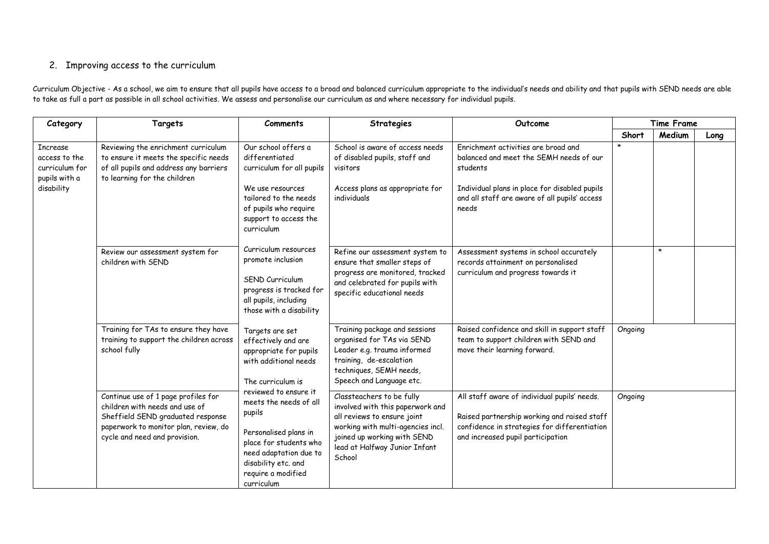## 2. Improving access to the curriculum

Curriculum Objective - As a school, we aim to ensure that all pupils have access to a broad and balanced curriculum appropriate to the individual's needs and ability and that pupils with SEND needs are able to take as full a part as possible in all school activities. We assess and personalise our curriculum as and where necessary for individual pupils.

| Category | Targets | Comments | Strategies | Outcome | Time Frame | | |
|---|---|---|---|---|---|---|---|
| | | | | | Short | Medium | Long |
| Increase access to the curriculum for pupils with a disability | Reviewing the enrichment curriculum to ensure it meets the specific needs of all pupils and address any barriers to learning for the children | Our school offers a differentiated curriculum for all pupils<br><br>We use resources tailored to the needs of pupils who require support to access the curriculum<br><br>Curriculum resources promote inclusion<br><br>SEND Curriculum progress is tracked for all pupils, including those with a disability<br><br>Targets are set effectively and are appropriate for pupils with additional needs<br><br>The curriculum is reviewed to ensure it meets the needs of all pupils<br><br>Personalised plans in place for students who need adaptation due to disability etc. and require a modified curriculum | School is aware of access needs of disabled pupils, staff and visitors<br><br>Access plans as appropriate for individuals | Enrichment activities are broad and balanced and meet the SEMH needs of our students<br><br>Individual plans in place for disabled pupils and all staff are aware of all pupils' access needs | * | | |
| | Review our assessment system for children with SEND | | Refine our assessment system to ensure that smaller steps of progress are monitored, tracked and celebrated for pupils with specific educational needs | Assessment systems in school accurately records attainment on personalised curriculum and progress towards it | | * | |
| | Training for TAs to ensure they have training to support the children across school fully | | Training package and sessions organised for TAs via SEND Leader e.g. trauma informed training, de-escalation techniques, SEMH needs, Speech and Language etc. | Raised confidence and skill in support staff team to support children with SEND and move their learning forward. | Ongoing | | |
| | Continue use of 1 page profiles for children with needs and use of Sheffield SEND graduated response paperwork to monitor plan, review, do cycle and need and provision. | | Classteachers to be fully involved with this paperwork and all reviews to ensure joint working with multi-agencies incl. joined up working with SEND lead at Halfway Junior Infant School | All staff aware of individual pupils' needs.<br><br>Raised partnership working and raised staff confidence in strategies for differentiation and increased pupil participation | Ongoing | | |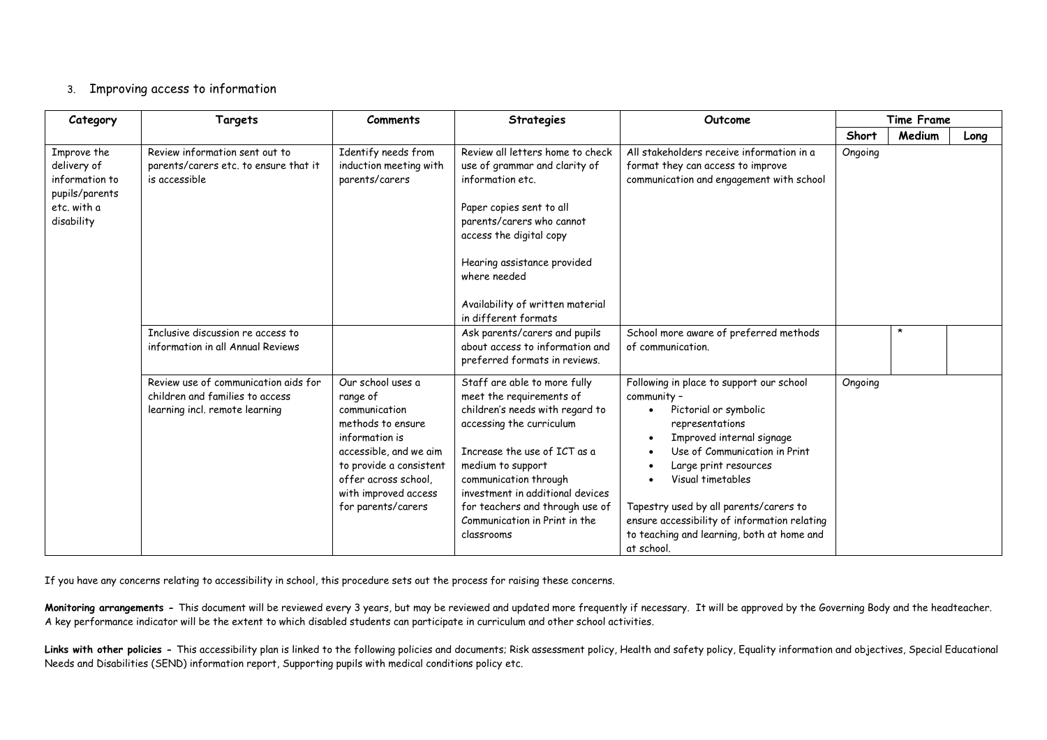## 3. Improving access to information

| Category | Targets | Comments | Strategies | Outcome | Time Frame | | |
|---|---|---|---|---|---|---|---|
| | | | | | Short | Medium | Long |
| Improve the delivery of information to pupils/parents etc. with a disability | Review information sent out to parents/carers etc. to ensure that it is accessible | Identify needs from induction meeting with parents/carers | Review all letters home to check use of grammar and clarity of information etc.<br><br>Paper copies sent to all parents/carers who cannot access the digital copy<br><br>Hearing assistance provided where needed<br><br>Availability of written material in different formats | All stakeholders receive information in a format they can access to improve communication and engagement with school | Ongoing | | |
| | Inclusive discussion re access to information in all Annual Reviews | | Ask parents/carers and pupils about access to information and preferred formats in reviews. | School more aware of preferred methods of communication. | | * | |
| | Review use of communication aids for children and families to access learning incl. remote learning | Our school uses a range of communication methods to ensure information is accessible, and we aim to provide a consistent offer across school, with improved access for parents/carers | Staff are able to more fully meet the requirements of children's needs with regard to accessing the curriculum<br><br>Increase the use of ICT as a medium to support communication through investment in additional devices for teachers and through use of Communication in Print in the classrooms | Following in place to support our school community –<br>• Pictorial or symbolic representations<br>• Improved internal signage<br>• Use of Communication in Print<br>• Large print resources<br>• Visual timetables<br><br>Tapestry used by all parents/carers to ensure accessibility of information relating to teaching and learning, both at home and at school. | Ongoing | | |

If you have any concerns relating to accessibility in school, this procedure sets out the process for raising these concerns.

**Monitoring arrangements -** This document will be reviewed every 3 years, but may be reviewed and updated more frequently if necessary. It will be approved by the Governing Body and the headteacher. A key performance indicator will be the extent to which disabled students can participate in curriculum and other school activities.

**Links with other policies -** This accessibility plan is linked to the following policies and documents; Risk assessment policy, Health and safety policy, Equality information and objectives, Special Educational Needs and Disabilities (SEND) information report, Supporting pupils with medical conditions policy etc.